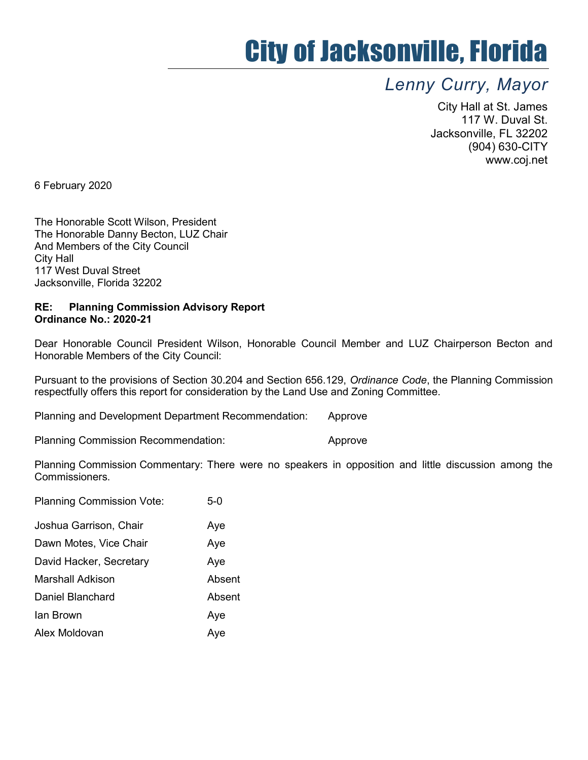# City of Jacksonville, Florida

*Lenny Curry, Mayor*

City Hall at St. James
117 W. Duval St.
Jacksonville, FL 32202
(904) 630-CITY
www.coj.net

6 February 2020

The Honorable Scott Wilson, President
The Honorable Danny Becton, LUZ Chair
And Members of the City Council
City Hall
117 West Duval Street
Jacksonville, Florida 32202

**RE: Planning Commission Advisory Report**
**Ordinance No.: 2020-21**

Dear Honorable Council President Wilson, Honorable Council Member and LUZ Chairperson Becton and Honorable Members of the City Council:

Pursuant to the provisions of Section 30.204 and Section 656.129, *Ordinance Code*, the Planning Commission respectfully offers this report for consideration by the Land Use and Zoning Committee.

Planning and Development Department Recommendation: Approve

Planning Commission Recommendation: Approve

Planning Commission Commentary: There were no speakers in opposition and little discussion among the Commissioners.

Planning Commission Vote: 5-0

| | |
|---|---|
| Joshua Garrison, Chair | Aye |
| Dawn Motes, Vice Chair | Aye |
| David Hacker, Secretary | Aye |
| Marshall Adkison | Absent |
| Daniel Blanchard | Absent |
| Ian Brown | Aye |
| Alex Moldovan | Aye |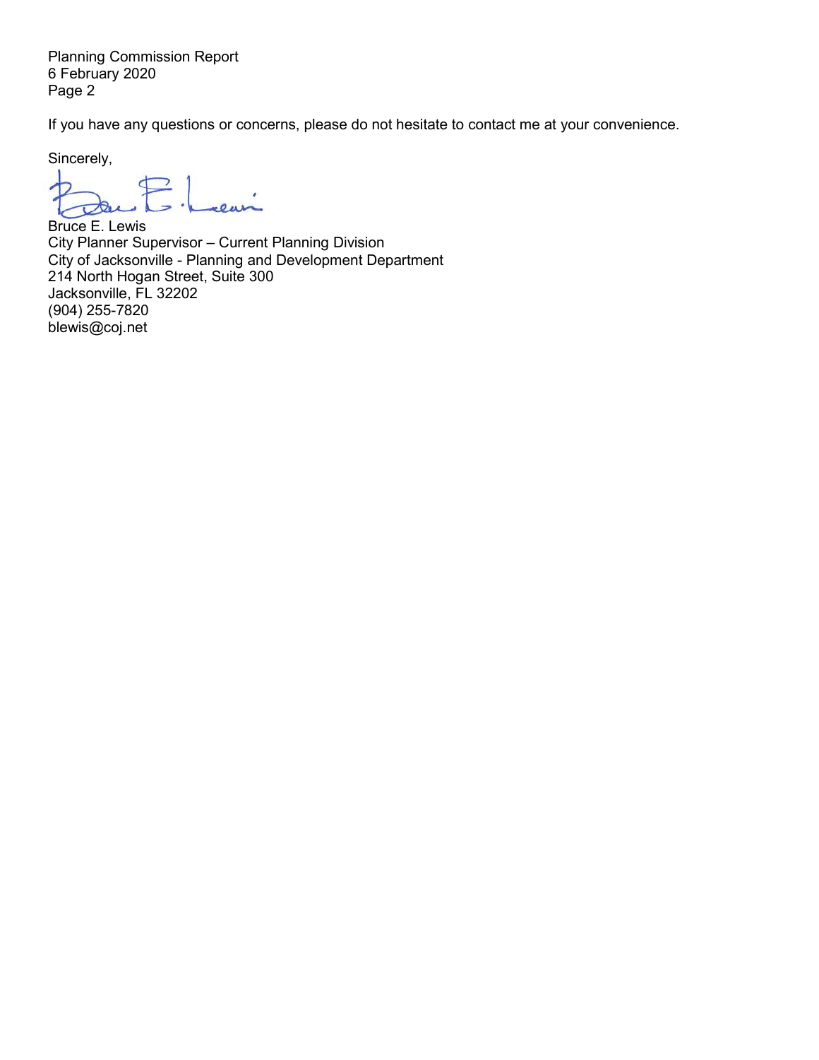If you have any questions or concerns, please do not hesitate to contact me at your convenience.

Sincerely,

Bruce E. Lewis
City Planner Supervisor – Current Planning Division
City of Jacksonville - Planning and Development Department
214 North Hogan Street, Suite 300
Jacksonville, FL 32202
(904) 255-7820
blewis@coj.net